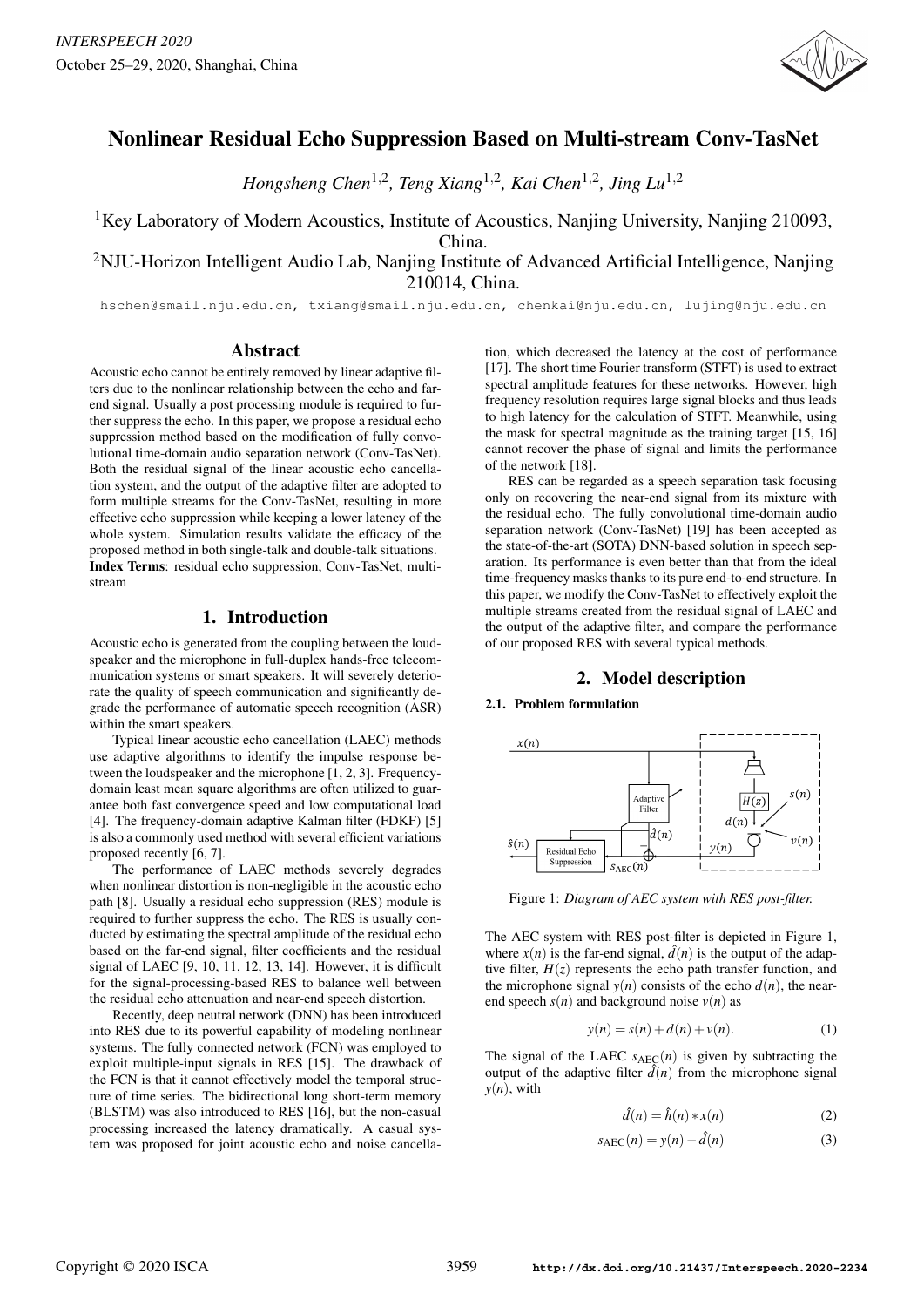# Nonlinear Residual Echo Suppression Based on Multi-stream Conv-TasNet

*Hongsheng Chen*[1,2], *Teng Xiang*[1,2], *Kai Chen*[1,2], *Jing Lu*[1,2]

[1]Key Laboratory of Modern Acoustics, Institute of Acoustics, Nanjing University, Nanjing 210093, China.

[2]NJU-Horizon Intelligent Audio Lab, Nanjing Institute of Advanced Artificial Intelligence, Nanjing 210014, China.

hschen@smail.nju.edu.cn, txiang@smail.nju.edu.cn, chenkai@nju.edu.cn, lujing@nju.edu.cn

## Abstract

Acoustic echo cannot be entirely removed by linear adaptive filters due to the nonlinear relationship between the echo and far-end signal. Usually a post processing module is required to further suppress the echo. In this paper, we propose a residual echo suppression method based on the modification of fully convolutional time-domain audio separation network (Conv-TasNet). Both the residual signal of the linear acoustic echo cancellation system, and the output of the adaptive filter are adopted to form multiple streams for the Conv-TasNet, resulting in more effective echo suppression while keeping a lower latency of the whole system. Simulation results validate the efficacy of the proposed method in both single-talk and double-talk situations.

**Index Terms**: residual echo suppression, Conv-TasNet, multi-stream

## 1. Introduction

Acoustic echo is generated from the coupling between the loudspeaker and the microphone in full-duplex hands-free telecommunication systems or smart speakers. It will severely deteriorate the quality of speech communication and significantly degrade the performance of automatic speech recognition (ASR) within the smart speakers.

Typical linear acoustic echo cancellation (LAEC) methods use adaptive algorithms to identify the impulse response between the loudspeaker and the microphone [1, 2, 3]. Frequency-domain least mean square algorithms are often utilized to guarantee both fast convergence speed and low computational load [4]. The frequency-domain adaptive Kalman filter (FDKF) [5] is also a commonly used method with several efficient variations proposed recently [6, 7].

The performance of LAEC methods severely degrades when nonlinear distortion is non-negligible in the acoustic echo path [8]. Usually a residual echo suppression (RES) module is required to further suppress the echo. The RES is usually conducted by estimating the spectral amplitude of the residual echo based on the far-end signal, filter coefficients and the residual signal of LAEC [9, 10, 11, 12, 13, 14]. However, it is difficult for the signal-processing-based RES to balance well between the residual echo attenuation and near-end speech distortion.

Recently, deep neutral network (DNN) has been introduced into RES due to its powerful capability of modeling nonlinear systems. The fully connected network (FCN) was employed to exploit multiple-input signals in RES [15]. The drawback of the FCN is that it cannot effectively model the temporal structure of time series. The bidirectional long short-term memory (BLSTM) was also introduced to RES [16], but the non-casual processing increased the latency dramatically. A casual system was proposed for joint acoustic echo and noise cancellation, which decreased the latency at the cost of performance [17]. The short time Fourier transform (STFT) is used to extract spectral amplitude features for these networks. However, high frequency resolution requires large signal blocks and thus leads to high latency for the calculation of STFT. Meanwhile, using the mask for spectral magnitude as the training target [15, 16] cannot recover the phase of signal and limits the performance of the network [18].

RES can be regarded as a speech separation task focusing only on recovering the near-end signal from its mixture with the residual echo. The fully convolutional time-domain audio separation network (Conv-TasNet) [19] has been accepted as the state-of-the-art (SOTA) DNN-based solution in speech separation. Its performance is even better than that from the ideal time-frequency masks thanks to its pure end-to-end structure. In this paper, we modify the Conv-TasNet to effectively exploit the multiple streams created from the residual signal of LAEC and the output of the adaptive filter, and compare the performance of our proposed RES with several typical methods.

## 2. Model description

### 2.1. Problem formulation

Figure 1: *Diagram of AEC system with RES post-filter.*

The AEC system with RES post-filter is depicted in Figure 1, where $x(n)$ is the far-end signal, $\hat{d}(n)$ is the output of the adaptive filter, $H(z)$ represents the echo path transfer function, and the microphone signal $y(n)$ consists of the echo $d(n)$, the near-end speech $s(n)$ and background noise $v(n)$ as

$$y(n) = s(n) + d(n) + v(n). \tag{1}$$

The signal of the LAEC $s_{\text{AEC}}(n)$ is given by subtracting the output of the adaptive filter $\hat{d}(n)$ from the microphone signal $y(n)$, with

$$\hat{d}(n) = \hat{h}(n) * x(n) \tag{2}$$

$$s_{\text{AEC}}(n) = y(n) - \hat{d}(n) \tag{3}$$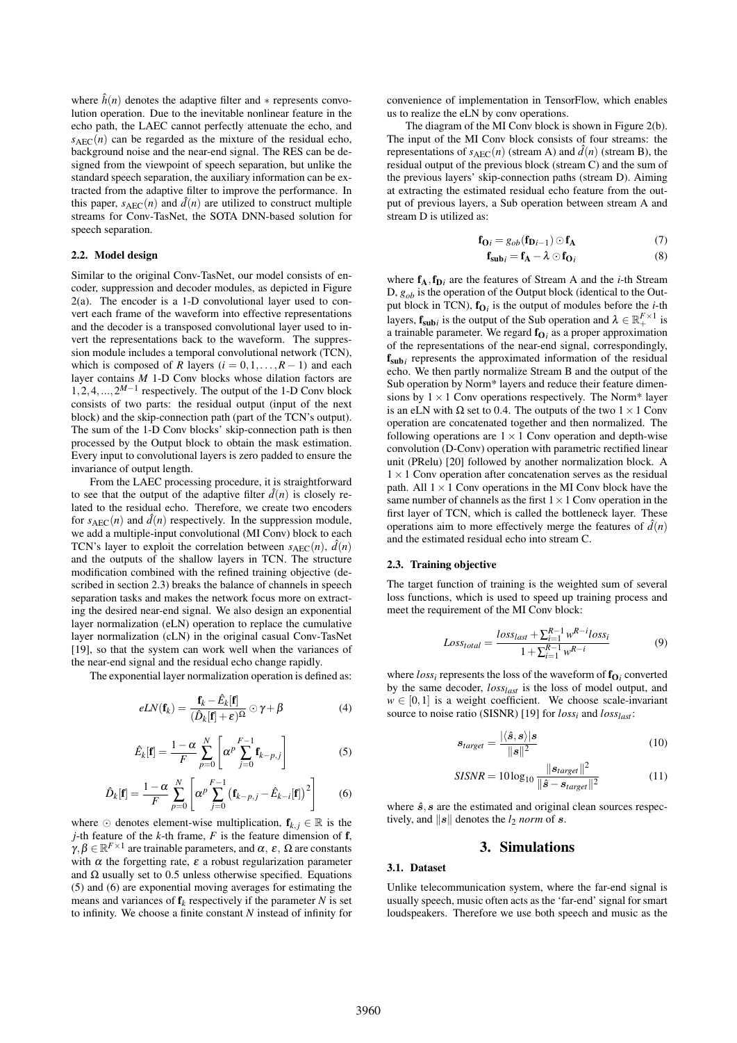where $\hat{h}(n)$ denotes the adaptive filter and $*$ represents convolution operation. Due to the inevitable nonlinear feature in the echo path, the LAEC cannot perfectly attenuate the echo, and $s_{\text{AEC}}(n)$ can be regarded as the mixture of the residual echo, background noise and the near-end signal. The RES can be designed from the viewpoint of speech separation, but unlike the standard speech separation, the auxiliary information can be extracted from the adaptive filter to improve the performance. In this paper, $s_{\text{AEC}}(n)$ and $\hat{d}(n)$ are utilized to construct multiple streams for Conv-TasNet, the SOTA DNN-based solution for speech separation.

### 2.2. Model design

Similar to the original Conv-TasNet, our model consists of encoder, suppression and decoder modules, as depicted in Figure 2(a). The encoder is a 1-D convolutional layer used to convert each frame of the waveform into effective representations and the decoder is a transposed convolutional layer used to invert the representations back to the waveform. The suppression module includes a temporal convolutional network (TCN), which is composed of $R$ layers ($i = 0, 1, \ldots, R-1$) and each layer contains $M$ 1-D Conv blocks whose dilation factors are $1, 2, 4, \ldots, 2^{M-1}$ respectively. The output of the 1-D Conv block consists of two parts: the residual output (input of the next block) and the skip-connection path (part of the TCN's output). The sum of the 1-D Conv blocks' skip-connection path is then processed by the Output block to obtain the mask estimation. Every input to convolutional layers is zero padded to ensure the invariance of output length.

From the LAEC processing procedure, it is straightforward to see that the output of the adaptive filter $\hat{d}(n)$ is closely related to the residual echo. Therefore, we create two encoders for $s_{\text{AEC}}(n)$ and $\hat{d}(n)$ respectively. In the suppression module, we add a multiple-input convolutional (MI Conv) block to each TCN's layer to exploit the correlation between $s_{\text{AEC}}(n)$, $\hat{d}(n)$ and the outputs of the shallow layers in TCN. The structure modification combined with the refined training objective (described in section 2.3) breaks the balance of channels in speech separation tasks and makes the network focus more on extracting the desired near-end signal. We also design an exponential layer normalization (eLN) operation to replace the cumulative layer normalization (cLN) in the original casual Conv-TasNet [19], so that the system can work well when the variances of the near-end signal and the residual echo change rapidly.

The exponential layer normalization operation is defined as:

$$eLN(\mathbf{f}_k) = \frac{\mathbf{f}_k - \hat{E}_k[\mathbf{f}]}{(\hat{D}_k[\mathbf{f}] + \varepsilon)^{\Omega}} \odot \gamma + \beta \tag{4}$$

$$\hat{E}_k[\mathbf{f}] = \frac{1-\alpha}{F} \sum_{p=0}^{N} \left[ \alpha^p \sum_{j=0}^{F-1} \mathbf{f}_{k-p,j} \right] \tag{5}$$

$$\hat{D}_k[\mathbf{f}] = \frac{1-\alpha}{F} \sum_{p=0}^{N} \left[ \alpha^p \sum_{j=0}^{F-1} \left( \mathbf{f}_{k-p,j} - \hat{E}_{k-i}[\mathbf{f}] \right)^2 \right] \tag{6}$$

where $\odot$ denotes element-wise multiplication, $\mathbf{f}_{k,j} \in \mathbb{R}$ is the $j$-th feature of the $k$-th frame, $F$ is the feature dimension of $\mathbf{f}$, $\gamma, \beta \in \mathbb{R}^{F \times 1}$ are trainable parameters, and $\alpha$, $\varepsilon$, $\Omega$ are constants with $\alpha$ the forgetting rate, $\varepsilon$ a robust regularization parameter and $\Omega$ usually set to 0.5 unless otherwise specified. Equations (5) and (6) are exponential moving averages for estimating the means and variances of $\mathbf{f}_k$ respectively if the parameter $N$ is set to infinity. We choose a finite constant $N$ instead of infinity for convenience of implementation in TensorFlow, which enables us to realize the eLN by conv operations.

The diagram of the MI Conv block is shown in Figure 2(b). The input of the MI Conv block consists of four streams: the representations of $s_{\text{AEC}}(n)$ (stream A) and $\hat{d}(n)$ (stream B), the residual output of the previous block (stream C) and the sum of the previous layers' skip-connection paths (stream D). Aiming at extracting the estimated residual echo feature from the output of previous layers, a Sub operation between stream A and stream D is utilized as:

$$\mathbf{f}_{\mathbf{O}i} = g_{ob}(\mathbf{f}_{\mathbf{D}i-1}) \odot \mathbf{f}_{\mathbf{A}} \tag{7}$$

$$\mathbf{f}_{\mathbf{sub}i} = \mathbf{f}_{\mathbf{A}} - \lambda \odot \mathbf{f}_{\mathbf{O}i} \tag{8}$$

where $\mathbf{f}_{\mathbf{A}}, \mathbf{f}_{\mathbf{D}i}$ are the features of Stream A and the $i$-th Stream D, $g_{ob}$ is the operation of the Output block (identical to the Output block in TCN), $\mathbf{f}_{\mathbf{O}i}$ is the output of modules before the $i$-th layers, $\mathbf{f}_{\mathbf{sub}i}$ is the output of the Sub operation and $\lambda \in \mathbb{R}_{+}^{F \times 1}$ is a trainable parameter. We regard $\mathbf{f}_{\mathbf{O}i}$ as a proper approximation of the representations of the near-end signal, correspondingly, $\mathbf{f}_{\mathbf{sub}i}$ represents the approximated information of the residual echo. We then partly normalize Stream B and the output of the Sub operation by Norm* layers and reduce their feature dimensions by $1 \times 1$ Conv operations respectively. The Norm* layer is an eLN with $\Omega$ set to 0.4. The outputs of the two $1 \times 1$ Conv operation are concatenated together and then normalized. The following operations are $1 \times 1$ Conv operation and depth-wise convolution (D-Conv) operation with parametric rectified linear unit (PRelu) [20] followed by another normalization block. A $1 \times 1$ Conv operation after concatenation serves as the residual path. All $1 \times 1$ Conv operations in the MI Conv block have the same number of channels as the first $1 \times 1$ Conv operation in the first layer of TCN, which is called the bottleneck layer. These operations aim to more effectively merge the features of $\hat{d}(n)$ and the estimated residual echo into stream C.

### 2.3. Training objective

The target function of training is the weighted sum of several loss functions, which is used to speed up training process and meet the requirement of the MI Conv block:

$$Loss_{total} = \frac{loss_{last} + \sum_{i=1}^{R-1} w^{R-i} loss_i}{1 + \sum_{i=1}^{R-1} w^{R-i}} \tag{9}$$

where $loss_i$ represents the loss of the waveform of $\mathbf{f}_{\mathbf{O}i}$ converted by the same decoder, $loss_{last}$ is the loss of model output, and $w \in [0, 1]$ is a weight coefficient. We choose scale-invariant source to noise ratio (SISNR) [19] for $loss_i$ and $loss_{last}$:

$$\boldsymbol{s}_{target} = \frac{|\langle \hat{\boldsymbol{s}}, \boldsymbol{s} \rangle| \boldsymbol{s}}{\|\boldsymbol{s}\|^2} \tag{10}$$

$$SISNR = 10 \log_{10} \frac{\|\boldsymbol{s}_{target}\|^2}{\|\hat{\boldsymbol{s}} - \boldsymbol{s}_{target}\|^2} \tag{11}$$

where $\hat{\boldsymbol{s}}, \boldsymbol{s}$ are the estimated and original clean sources respectively, and $\|\boldsymbol{s}\|$ denotes the $l_2$ *norm* of $\boldsymbol{s}$.

## 3. Simulations

### 3.1. Dataset

Unlike telecommunication system, where the far-end signal is usually speech, music often acts as the 'far-end' signal for smart loudspeakers. Therefore we use both speech and music as the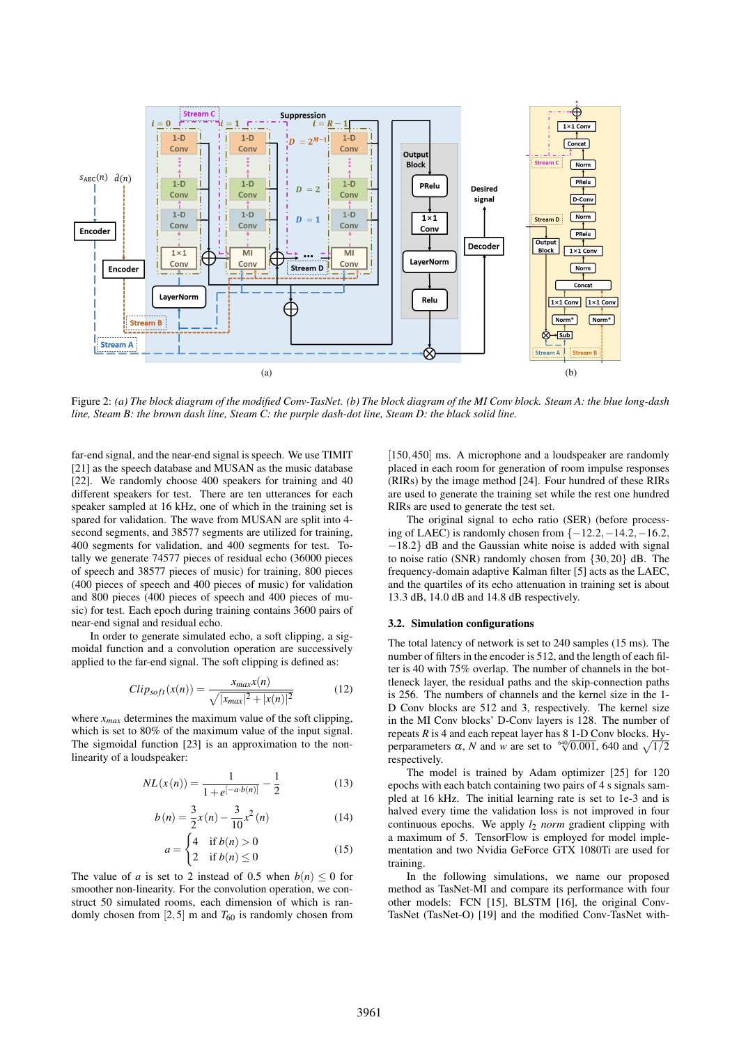Figure 2: *(a) The block diagram of the modified Conv-TasNet. (b) The block diagram of the MI Conv block. Stream A: the blue long-dash line, Stream B: the brown dash line, Stream C: the purple dash-dot line, Stream D: the black solid line.*

far-end signal, and the near-end signal is speech. We use TIMIT [21] as the speech database and MUSAN as the music database [22]. We randomly choose 400 speakers for training and 40 different speakers for test. There are ten utterances for each speaker sampled at 16 kHz, one of which in the training set is spared for validation. The wave from MUSAN are split into 4-second segments, and 38577 segments are utilized for training, 400 segments for validation, and 400 segments for test. Totally we generate 74577 pieces of residual echo (36000 pieces of speech and 38577 pieces of music) for training, 800 pieces (400 pieces of speech and 400 pieces of music) for validation and 800 pieces (400 pieces of speech and 400 pieces of music) for test. Each epoch during training contains 3600 pairs of near-end signal and residual echo.

In order to generate simulated echo, a soft clipping, a sigmoidal function and a convolution operation are successively applied to the far-end signal. The soft clipping is defined as:

$$Clip_{soft}(x(n)) = \frac{x_{max}x(n)}{\sqrt{|x_{max}|^2 + |x(n)|^2}} \tag{12}$$

where $x_{max}$ determines the maximum value of the soft clipping, which is set to 80% of the maximum value of the input signal. The sigmoidal function [23] is an approximation to the non-linearity of a loudspeaker:

$$NL(x(n)) = \frac{1}{1 + e^{[-a \cdot b(n)]}} - \frac{1}{2} \tag{13}$$

$$b(n) = \frac{3}{2}x(n) - \frac{3}{10}x^2(n) \tag{14}$$

$$a = \begin{cases} 4 & \text{if } b(n) > 0 \\ 2 & \text{if } b(n) \leq 0 \end{cases} \tag{15}$$

The value of $a$ is set to 2 instead of 0.5 when $b(n) \leq 0$ for smoother non-linearity. For the convolution operation, we construct 50 simulated rooms, each dimension of which is randomly chosen from $[2, 5]$ m and $T_{60}$ is randomly chosen from $[150, 450]$ ms. A microphone and a loudspeaker are randomly placed in each room for generation of room impulse responses (RIRs) by the image method [24]. Four hundred of these RIRs are used to generate the training set while the rest one hundred RIRs are used to generate the test set.

The original signal to echo ratio (SER) (before processing of LAEC) is randomly chosen from $\{-12.2, -14.2, -16.2, -18.2\}$ dB and the Gaussian white noise is added with signal to noise ratio (SNR) randomly chosen from $\{30, 20\}$ dB. The frequency-domain adaptive Kalman filter [5] acts as the LAEC, and the quartiles of its echo attenuation in training set is about 13.3 dB, 14.0 dB and 14.8 dB respectively.

### 3.2. Simulation configurations

The total latency of network is set to 240 samples (15 ms). The number of filters in the encoder is 512, and the length of each filter is 40 with 75% overlap. The number of channels in the bottleneck layer, the residual paths and the skip-connection paths is 256. The numbers of channels and the kernel size in the 1-D Conv blocks are 512 and 3, respectively. The kernel size in the MI Conv blocks' D-Conv layers is 128. The number of repeats $R$ is 4 and each repeat layer has 8 1-D Conv blocks. Hyperparameters $\alpha$, $N$ and $w$ are set to $\sqrt[640]{0.001}$, 640 and $\sqrt{1/2}$ respectively.

The model is trained by Adam optimizer [25] for 120 epochs with each batch containing two pairs of 4 s signals sampled at 16 kHz. The initial learning rate is set to 1e-3 and is halved every time the validation loss is not improved in four continuous epochs. We apply $l_2$ *norm* gradient clipping with a maximum of 5. TensorFlow is employed for model implementation and two Nvidia GeForce GTX 1080Ti are used for training.

In the following simulations, we name our proposed method as TasNet-MI and compare its performance with four other models: FCN [15], BLSTM [16], the original Conv-TasNet (TasNet-O) [19] and the modified Conv-TasNet with-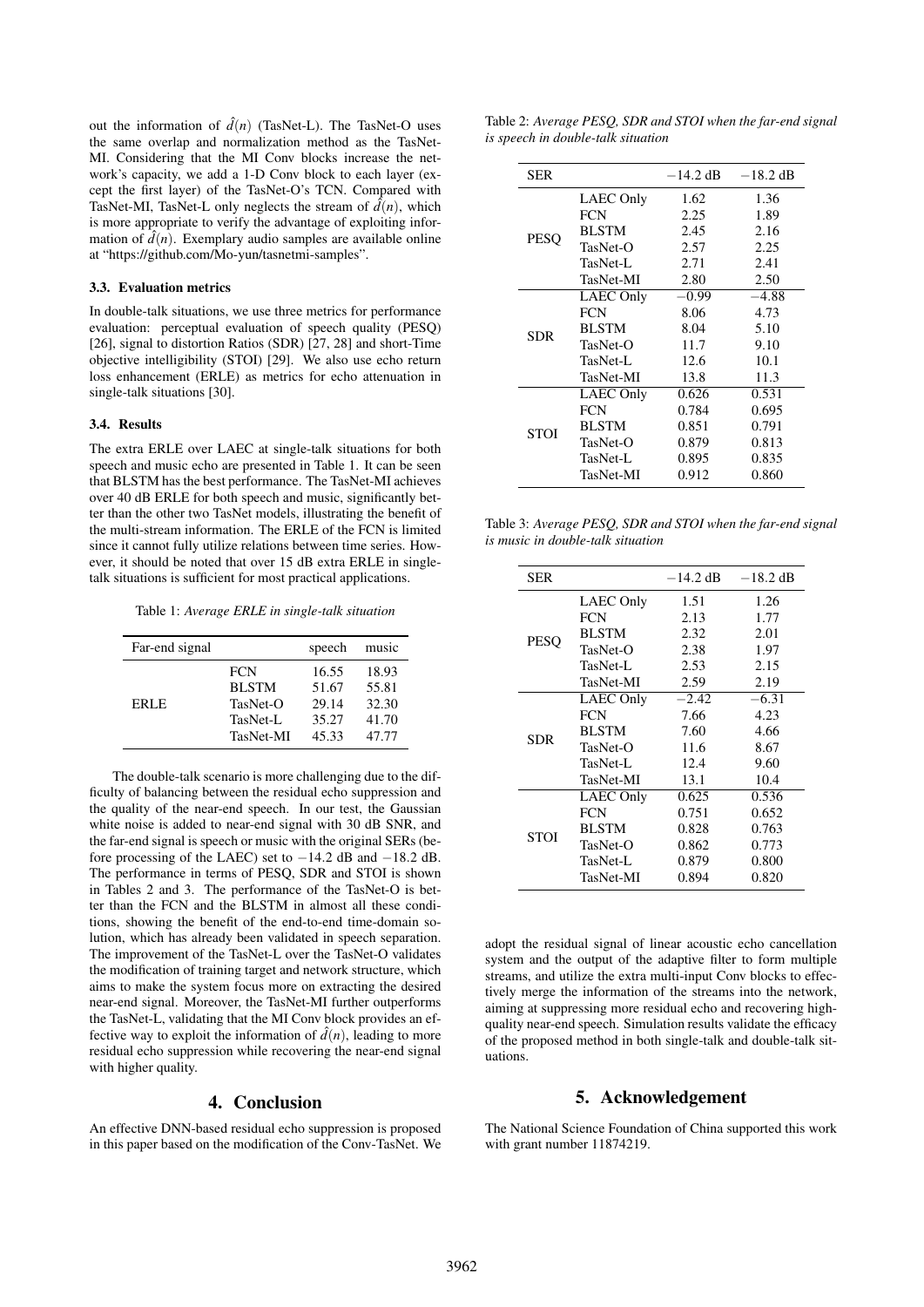out the information of $\hat{d}(n)$ (TasNet-L). The TasNet-O uses the same overlap and normalization method as the TasNet-MI. Considering that the MI Conv blocks increase the network's capacity, we add a 1-D Conv block to each layer (except the first layer) of the TasNet-O's TCN. Compared with TasNet-MI, TasNet-L only neglects the stream of $\hat{d}(n)$, which is more appropriate to verify the advantage of exploiting information of $\hat{d}(n)$. Exemplary audio samples are available online at "https://github.com/Mo-yun/tasnetmi-samples".

### 3.3. Evaluation metrics

In double-talk situations, we use three metrics for performance evaluation: perceptual evaluation of speech quality (PESQ) [26], signal to distortion Ratios (SDR) [27, 28] and short-Time objective intelligibility (STOI) [29]. We also use echo return loss enhancement (ERLE) as metrics for echo attenuation in single-talk situations [30].

### 3.4. Results

The extra ERLE over LAEC at single-talk situations for both speech and music echo are presented in Table 1. It can be seen that BLSTM has the best performance. The TasNet-MI achieves over 40 dB ERLE for both speech and music, significantly better than the other two TasNet models, illustrating the benefit of the multi-stream information. The ERLE of the FCN is limited since it cannot fully utilize relations between time series. However, it should be noted that over 15 dB extra ERLE in single-talk situations is sufficient for most practical applications.

Table 1: *Average ERLE in single-talk situation*

| Far-end signal | | speech | music |
|---|---|---|---|
| ERLE | FCN | 16.55 | 18.93 |
| | BLSTM | 51.67 | 55.81 |
| | TasNet-O | 29.14 | 32.30 |
| | TasNet-L | 35.27 | 41.70 |
| | TasNet-MI | 45.33 | 47.77 |

The double-talk scenario is more challenging due to the difficulty of balancing between the residual echo suppression and the quality of the near-end speech. In our test, the Gaussian white noise is added to near-end signal with 30 dB SNR, and the far-end signal is speech or music with the original SERs (before processing of the LAEC) set to $-14.2$ dB and $-18.2$ dB. The performance in terms of PESQ, SDR and STOI is shown in Tables 2 and 3. The performance of the TasNet-O is better than the FCN and the BLSTM in almost all these conditions, showing the benefit of the end-to-end time-domain solution, which has already been validated in speech separation. The improvement of the TasNet-L over the TasNet-O validates the modification of training target and network structure, which aims to make the system focus more on extracting the desired near-end signal. Moreover, the TasNet-MI further outperforms the TasNet-L, validating that the MI Conv block provides an effective way to exploit the information of $\hat{d}(n)$, leading to more residual echo suppression while recovering the near-end signal with higher quality.

Table 2: *Average PESQ, SDR and STOI when the far-end signal is speech in double-talk situation*

| SER | | $-14.2$ dB | $-18.2$ dB |
|---|---|---|---|
| PESQ | LAEC Only | 1.62 | 1.36 |
| | FCN | 2.25 | 1.89 |
| | BLSTM | 2.45 | 2.16 |
| | TasNet-O | 2.57 | 2.25 |
| | TasNet-L | 2.71 | 2.41 |
| | TasNet-MI | 2.80 | 2.50 |
| SDR | LAEC Only | $-0.99$ | $-4.88$ |
| | FCN | 8.06 | 4.73 |
| | BLSTM | 8.04 | 5.10 |
| | TasNet-O | 11.7 | 9.10 |
| | TasNet-L | 12.6 | 10.1 |
| | TasNet-MI | 13.8 | 11.3 |
| STOI | LAEC Only | 0.626 | 0.531 |
| | FCN | 0.784 | 0.695 |
| | BLSTM | 0.851 | 0.791 |
| | TasNet-O | 0.879 | 0.813 |
| | TasNet-L | 0.895 | 0.835 |
| | TasNet-MI | 0.912 | 0.860 |

Table 3: *Average PESQ, SDR and STOI when the far-end signal is music in double-talk situation*

| SER | | $-14.2$ dB | $-18.2$ dB |
|---|---|---|---|
| PESQ | LAEC Only | 1.51 | 1.26 |
| | FCN | 2.13 | 1.77 |
| | BLSTM | 2.32 | 2.01 |
| | TasNet-O | 2.38 | 1.97 |
| | TasNet-L | 2.53 | 2.15 |
| | TasNet-MI | 2.59 | 2.19 |
| SDR | LAEC Only | $-2.42$ | $-6.31$ |
| | FCN | 7.66 | 4.23 |
| | BLSTM | 7.60 | 4.66 |
| | TasNet-O | 11.6 | 8.67 |
| | TasNet-L | 12.4 | 9.60 |
| | TasNet-MI | 13.1 | 10.4 |
| STOI | LAEC Only | 0.625 | 0.536 |
| | FCN | 0.751 | 0.652 |
| | BLSTM | 0.828 | 0.763 |
| | TasNet-O | 0.862 | 0.773 |
| | TasNet-L | 0.879 | 0.800 |
| | TasNet-MI | 0.894 | 0.820 |

## 4. Conclusion

An effective DNN-based residual echo suppression is proposed in this paper based on the modification of the Conv-TasNet. We adopt the residual signal of linear acoustic echo cancellation system and the output of the adaptive filter to form multiple streams, and utilize the extra multi-input Conv blocks to effectively merge the information of the streams into the network, aiming at suppressing more residual echo and recovering high-quality near-end speech. Simulation results validate the efficacy of the proposed method in both single-talk and double-talk situations.

## 5. Acknowledgement

The National Science Foundation of China supported this work with grant number 11874219.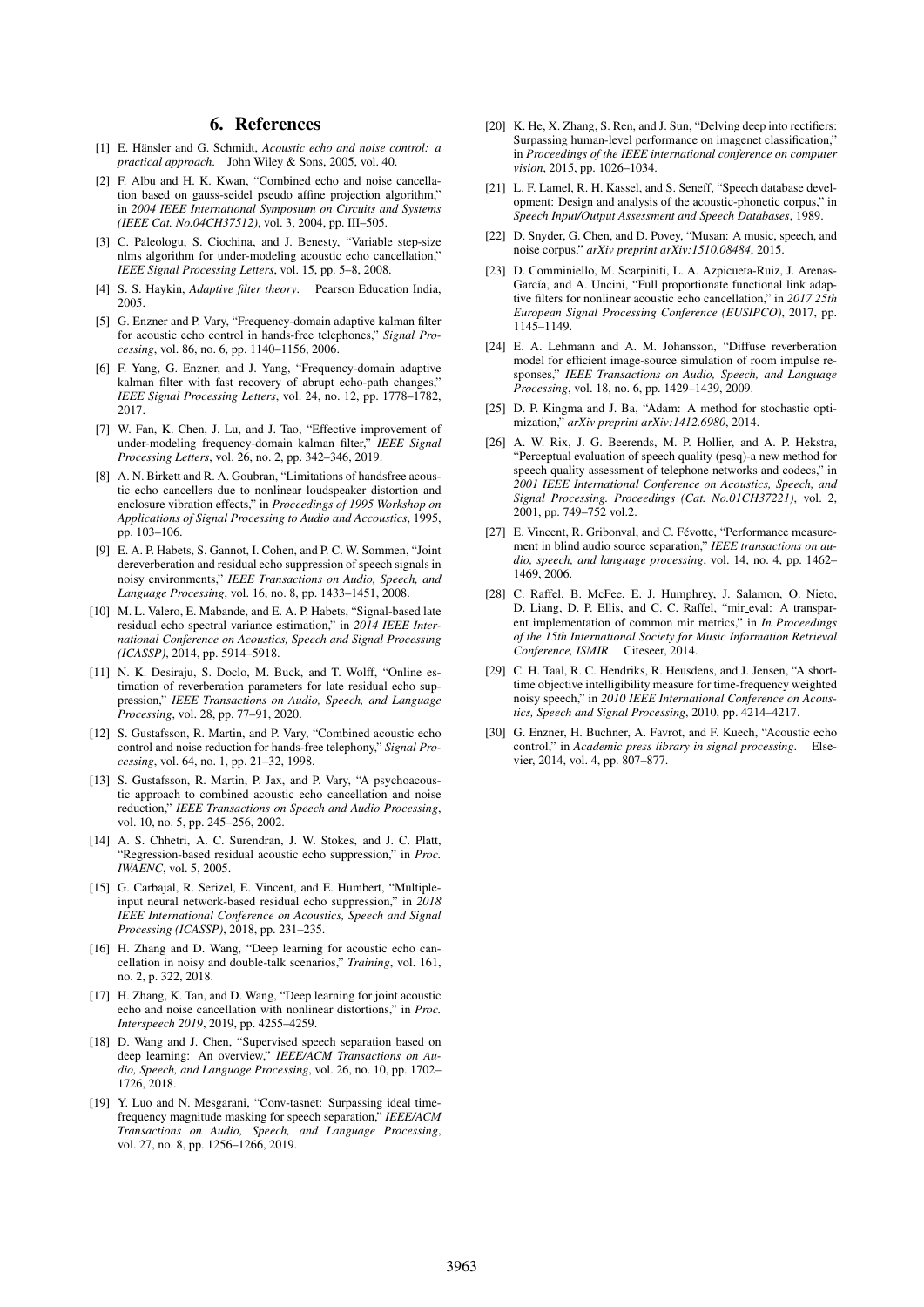## 6. References

[1] E. Hänsler and G. Schmidt, *Acoustic echo and noise control: a practical approach*. John Wiley & Sons, 2005, vol. 40.

[2] F. Albu and H. K. Kwan, "Combined echo and noise cancellation based on gauss-seidel pseudo affine projection algorithm," in *2004 IEEE International Symposium on Circuits and Systems (IEEE Cat. No.04CH37512)*, vol. 3, 2004, pp. III–505.

[3] C. Paleologu, S. Ciochina, and J. Benesty, "Variable step-size nlms algorithm for under-modeling acoustic echo cancellation," *IEEE Signal Processing Letters*, vol. 15, pp. 5–8, 2008.

[4] S. S. Haykin, *Adaptive filter theory*. Pearson Education India, 2005.

[5] G. Enzner and P. Vary, "Frequency-domain adaptive kalman filter for acoustic echo control in hands-free telephones," *Signal Processing*, vol. 86, no. 6, pp. 1140–1156, 2006.

[6] F. Yang, G. Enzner, and J. Yang, "Frequency-domain adaptive kalman filter with fast recovery of abrupt echo-path changes," *IEEE Signal Processing Letters*, vol. 24, no. 12, pp. 1778–1782, 2017.

[7] W. Fan, K. Chen, J. Lu, and J. Tao, "Effective improvement of under-modeling frequency-domain kalman filter," *IEEE Signal Processing Letters*, vol. 26, no. 2, pp. 342–346, 2019.

[8] A. N. Birkett and R. A. Goubran, "Limitations of handsfree acoustic echo cancellers due to nonlinear loudspeaker distortion and enclosure vibration effects," in *Proceedings of 1995 Workshop on Applications of Signal Processing to Audio and Accoustics*, 1995, pp. 103–106.

[9] E. A. P. Habets, S. Gannot, I. Cohen, and P. C. W. Sommen, "Joint dereverberation and residual echo suppression of speech signals in noisy environments," *IEEE Transactions on Audio, Speech, and Language Processing*, vol. 16, no. 8, pp. 1433–1451, 2008.

[10] M. L. Valero, E. Mabande, and E. A. P. Habets, "Signal-based late residual echo spectral variance estimation," in *2014 IEEE International Conference on Acoustics, Speech and Signal Processing (ICASSP)*, 2014, pp. 5914–5918.

[11] N. K. Desiraju, S. Doclo, M. Buck, and T. Wolff, "Online estimation of reverberation parameters for late residual echo suppression," *IEEE Transactions on Audio, Speech, and Language Processing*, vol. 28, pp. 77–91, 2020.

[12] S. Gustafsson, R. Martin, and P. Vary, "Combined acoustic echo control and noise reduction for hands-free telephony," *Signal Processing*, vol. 64, no. 1, pp. 21–32, 1998.

[13] S. Gustafsson, R. Martin, P. Jax, and P. Vary, "A psychoacoustic approach to combined acoustic echo cancellation and noise reduction," *IEEE Transactions on Speech and Audio Processing*, vol. 10, no. 5, pp. 245–256, 2002.

[14] A. S. Chhetri, A. C. Surendran, J. W. Stokes, and J. C. Platt, "Regression-based residual acoustic echo suppression," in *Proc. IWAENC*, vol. 5, 2005.

[15] G. Carbajal, R. Serizel, E. Vincent, and E. Humbert, "Multiple-input neural network-based residual echo suppression," in *2018 IEEE International Conference on Acoustics, Speech and Signal Processing (ICASSP)*, 2018, pp. 231–235.

[16] H. Zhang and D. Wang, "Deep learning for acoustic echo cancellation in noisy and double-talk scenarios," *Training*, vol. 161, no. 2, p. 322, 2018.

[17] H. Zhang, K. Tan, and D. Wang, "Deep learning for joint acoustic echo and noise cancellation with nonlinear distortions," in *Proc. Interspeech 2019*, 2019, pp. 4255–4259.

[18] D. Wang and J. Chen, "Supervised speech separation based on deep learning: An overview," *IEEE/ACM Transactions on Audio, Speech, and Language Processing*, vol. 26, no. 10, pp. 1702–1726, 2018.

[19] Y. Luo and N. Mesgarani, "Conv-tasnet: Surpassing ideal time-frequency magnitude masking for speech separation," *IEEE/ACM Transactions on Audio, Speech, and Language Processing*, vol. 27, no. 8, pp. 1256–1266, 2019.

[20] K. He, X. Zhang, S. Ren, and J. Sun, "Delving deep into rectifiers: Surpassing human-level performance on imagenet classification," in *Proceedings of the IEEE international conference on computer vision*, 2015, pp. 1026–1034.

[21] L. F. Lamel, R. H. Kassel, and S. Seneff, "Speech database development: Design and analysis of the acoustic-phonetic corpus," in *Speech Input/Output Assessment and Speech Databases*, 1989.

[22] D. Snyder, G. Chen, and D. Povey, "Musan: A music, speech, and noise corpus," *arXiv preprint arXiv:1510.08484*, 2015.

[23] D. Comminiello, M. Scarpiniti, L. A. Azpicueta-Ruiz, J. Arenas-García, and A. Uncini, "Full proportionate functional link adaptive filters for nonlinear acoustic echo cancellation," in *2017 25th European Signal Processing Conference (EUSIPCO)*, 2017, pp. 1145–1149.

[24] E. A. Lehmann and A. M. Johansson, "Diffuse reverberation model for efficient image-source simulation of room impulse responses," *IEEE Transactions on Audio, Speech, and Language Processing*, vol. 18, no. 6, pp. 1429–1439, 2009.

[25] D. P. Kingma and J. Ba, "Adam: A method for stochastic optimization," *arXiv preprint arXiv:1412.6980*, 2014.

[26] A. W. Rix, J. G. Beerends, M. P. Hollier, and A. P. Hekstra, "Perceptual evaluation of speech quality (pesq)-a new method for speech quality assessment of telephone networks and codecs," in *2001 IEEE International Conference on Acoustics, Speech, and Signal Processing. Proceedings (Cat. No.01CH37221)*, vol. 2, 2001, pp. 749–752 vol.2.

[27] E. Vincent, R. Gribonval, and C. Févotte, "Performance measurement in blind audio source separation," *IEEE transactions on audio, speech, and language processing*, vol. 14, no. 4, pp. 1462–1469, 2006.

[28] C. Raffel, B. McFee, E. J. Humphrey, J. Salamon, O. Nieto, D. Liang, D. P. Ellis, and C. C. Raffel, "mir_eval: A transparent implementation of common mir metrics," in *In Proceedings of the 15th International Society for Music Information Retrieval Conference, ISMIR*. Citeseer, 2014.

[29] C. H. Taal, R. C. Hendriks, R. Heusdens, and J. Jensen, "A short-time objective intelligibility measure for time-frequency weighted noisy speech," in *2010 IEEE International Conference on Acoustics, Speech and Signal Processing*, 2010, pp. 4214–4217.

[30] G. Enzner, H. Buchner, A. Favrot, and F. Kuech, "Acoustic echo control," in *Academic press library in signal processing*. Elsevier, 2014, vol. 4, pp. 807–877.